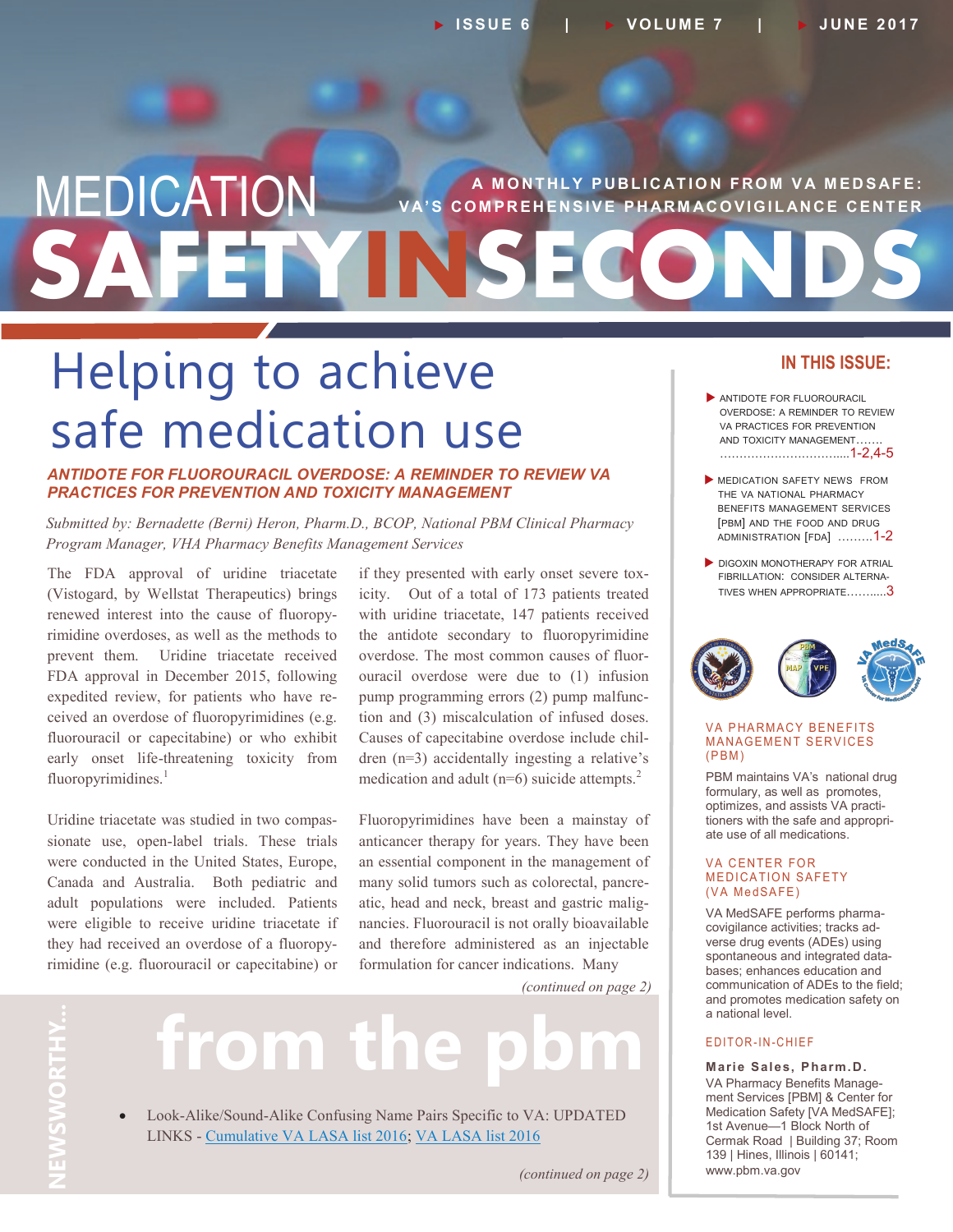# MEDICATION SAFETY IN SECONDS

A MONTHLY PUBLICATION FROM VA MEDSAFE: VA'S COMPREHENSIVE PHARMACOVIGILANCE CENTER

ISSUE 6 | VOLUME 7 | JUNE 2017

## Helping to achieve safe medication use

### ANTIDOTE FOR FLUOROURACIL OVERDOSE: A REMINDER TO REVIEW VA PRACTICES FOR PREVENTION AND TOXICITY MANAGEMENT

*Submitted by: Bernadette (Berni) Heron, Pharm.D., BCOP, National PBM Clinical Pharmacy Program Manager, VHA Pharmacy Benefits Management Services*

The FDA approval of uridine triacetate (Vistogard, by Wellstat Therapeutics) brings renewed interest into the cause of fluoropyrimidine overdoses, as well as the methods to prevent them. Uridine triacetate received FDA approval in December 2015, following expedited review, for patients who have received an overdose of fluoropyrimidines (e.g. fluorouracil or capecitabine) or who exhibit early onset life-threatening toxicity from fluoropyrimidines.[1]

Uridine triacetate was studied in two compassionate use, open-label trials. These trials were conducted in the United States, Europe, Canada and Australia. Both pediatric and adult populations were included. Patients were eligible to receive uridine triacetate if they had received an overdose of a fluoropyrimidine (e.g. fluorouracil or capecitabine) or if they presented with early onset severe toxicity. Out of a total of 173 patients treated with uridine triacetate, 147 patients received the antidote secondary to fluoropyrimidine overdose. The most common causes of fluorouracil overdose were due to (1) infusion pump programming errors (2) pump malfunction and (3) miscalculation of infused doses. Causes of capecitabine overdose include children (n=3) accidentally ingesting a relative's medication and adult (n=6) suicide attempts.[2]

Fluoropyrimidines have been a mainstay of anticancer therapy for years. They have been an essential component in the management of many solid tumors such as colorectal, pancreatic, head and neck, breast and gastric malignancies. Fluorouracil is not orally bioavailable and therefore administered as an injectable formulation for cancer indications. Many

*(continued on page 2)*

## NEWSWORTHY... from the pbm

- Look-Alike/Sound-Alike Confusing Name Pairs Specific to VA: UPDATED LINKS - Cumulative VA LASA list 2016; VA LASA list 2016

*(continued on page 2)*

### IN THIS ISSUE:

- ANTIDOTE FOR FLUOROURACIL OVERDOSE: A REMINDER TO REVIEW VA PRACTICES FOR PREVENTION AND TOXICITY MANAGEMENT....... 1-2,4-5
- MEDICATION SAFETY NEWS FROM THE VA NATIONAL PHARMACY BENEFITS MANAGEMENT SERVICES [PBM] AND THE FOOD AND DRUG ADMINISTRATION [FDA] .........1-2
- DIGOXIN MONOTHERAPY FOR ATRIAL FIBRILLATION: CONSIDER ALTERNATIVES WHEN APPROPRIATE..........3

### VA PHARMACY BENEFITS MANAGEMENT SERVICES (PBM)

PBM maintains VA's national drug formulary, as well as promotes, optimizes, and assists VA practitioners with the safe and appropriate use of all medications.

### VA CENTER FOR MEDICATION SAFETY (VA MedSAFE)

VA MedSAFE performs pharmacovigilance activities; tracks adverse drug events (ADEs) using spontaneous and integrated databases; enhances education and communication of ADEs to the field; and promotes medication safety on a national level.

### EDITOR-IN-CHIEF

**Marie Sales, Pharm.D.**
VA Pharmacy Benefits Management Services [PBM] & Center for Medication Safety [VA MedSAFE]; 1st Avenue—1 Block North of Cermak Road | Building 37; Room 139 | Hines, Illinois | 60141; www.pbm.va.gov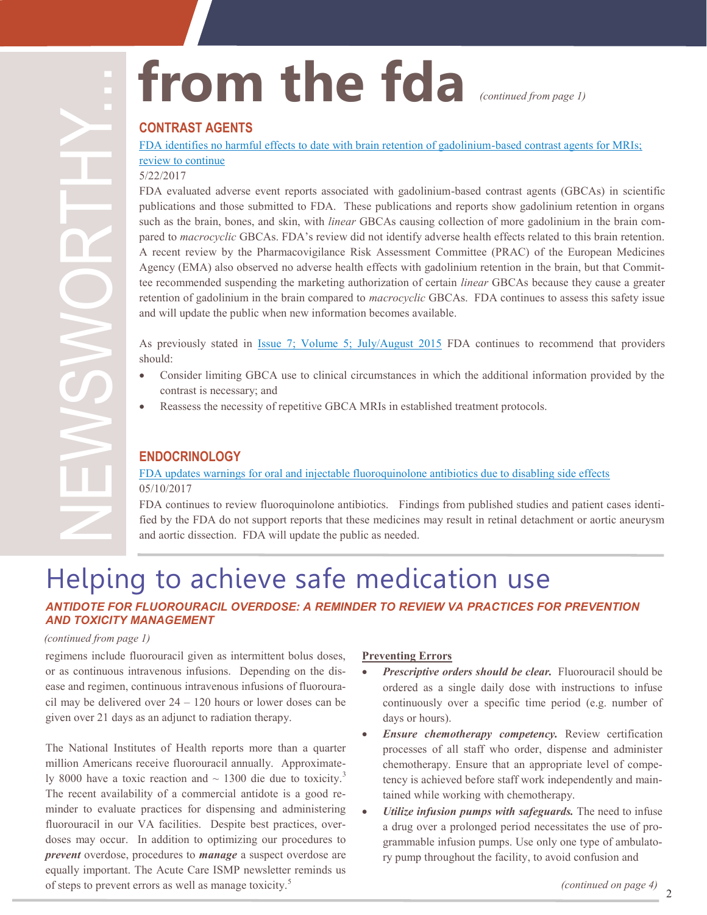# from the fda *(continued from page 1)*

## CONTRAST AGENTS

FDA identifies no harmful effects to date with brain retention of gadolinium-based contrast agents for MRIs; review to continue

5/22/2017

FDA evaluated adverse event reports associated with gadolinium-based contrast agents (GBCAs) in scientific publications and those submitted to FDA. These publications and reports show gadolinium retention in organs such as the brain, bones, and skin, with *linear* GBCAs causing collection of more gadolinium in the brain compared to *macrocyclic* GBCAs. FDA's review did not identify adverse health effects related to this brain retention. A recent review by the Pharmacovigilance Risk Assessment Committee (PRAC) of the European Medicines Agency (EMA) also observed no adverse health effects with gadolinium retention in the brain, but that Committee recommended suspending the marketing authorization of certain *linear* GBCAs because they cause a greater retention of gadolinium in the brain compared to *macrocyclic* GBCAs. FDA continues to assess this safety issue and will update the public when new information becomes available.

As previously stated in Issue 7; Volume 5; July/August 2015 FDA continues to recommend that providers should:

- Consider limiting GBCA use to clinical circumstances in which the additional information provided by the contrast is necessary; and
- Reassess the necessity of repetitive GBCA MRIs in established treatment protocols.

## ENDOCRINOLOGY

FDA updates warnings for oral and injectable fluoroquinolone antibiotics due to disabling side effects

05/10/2017

FDA continues to review fluoroquinolone antibiotics. Findings from published studies and patient cases identified by the FDA do not support reports that these medicines may result in retinal detachment or aortic aneurysm and aortic dissection. FDA will update the public as needed.

# Helping to achieve safe medication use

### *ANTIDOTE FOR FLUOROURACIL OVERDOSE: A REMINDER TO REVIEW VA PRACTICES FOR PREVENTION AND TOXICITY MANAGEMENT*

*(continued from page 1)*

regimens include fluorouracil given as intermittent bolus doses, or as continuous intravenous infusions. Depending on the disease and regimen, continuous intravenous infusions of fluorouracil may be delivered over 24 – 120 hours or lower doses can be given over 21 days as an adjunct to radiation therapy.

The National Institutes of Health reports more than a quarter million Americans receive fluorouracil annually. Approximately 8000 have a toxic reaction and ~ 1300 die due to toxicity.[3] The recent availability of a commercial antidote is a good reminder to evaluate practices for dispensing and administering fluorouracil in our VA facilities. Despite best practices, overdoses may occur. In addition to optimizing our procedures to ***prevent*** overdose, procedures to ***manage*** a suspect overdose are equally important. The Acute Care ISMP newsletter reminds us of steps to prevent errors as well as manage toxicity.[5]

**Preventing Errors**

- ***Prescriptive orders should be clear.*** Fluorouracil should be ordered as a single daily dose with instructions to infuse continuously over a specific time period (e.g. number of days or hours).
- ***Ensure chemotherapy competency.*** Review certification processes of all staff who order, dispense and administer chemotherapy. Ensure that an appropriate level of competency is achieved before staff work independently and maintained while working with chemotherapy.
- ***Utilize infusion pumps with safeguards.*** The need to infuse a drug over a prolonged period necessitates the use of programmable infusion pumps. Use only one type of ambulatory pump throughout the facility, to avoid confusion and

*(continued on page 4)*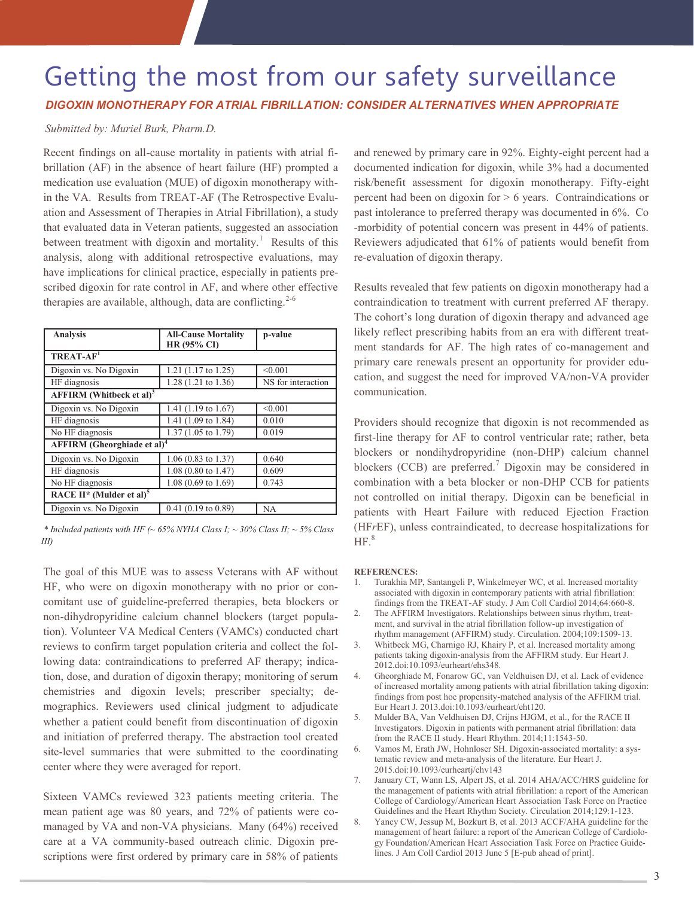# Getting the most from our safety surveillance

***DIGOXIN MONOTHERAPY FOR ATRIAL FIBRILLATION: CONSIDER ALTERNATIVES WHEN APPROPRIATE***

*Submitted by: Muriel Burk, Pharm.D.*

Recent findings on all-cause mortality in patients with atrial fibrillation (AF) in the absence of heart failure (HF) prompted a medication use evaluation (MUE) of digoxin monotherapy within the VA. Results from TREAT-AF (The Retrospective Evaluation and Assessment of Therapies in Atrial Fibrillation), a study that evaluated data in Veteran patients, suggested an association between treatment with digoxin and mortality.[1] Results of this analysis, along with additional retrospective evaluations, may have implications for clinical practice, especially in patients prescribed digoxin for rate control in AF, and where other effective therapies are available, although, data are conflicting.[2-6]

| Analysis | All-Cause Mortality HR (95% CI) | p-value |
|---|---|---|
| **TREAT-AF[1]** | | |
| Digoxin vs. No Digoxin | 1.21 (1.17 to 1.25) | <0.001 |
| HF diagnosis | 1.28 (1.21 to 1.36) | NS for interaction |
| **AFFIRM (Whitbeck et al)[3]** | | |
| Digoxin vs. No Digoxin | 1.41 (1.19 to 1.67) | <0.001 |
| HF diagnosis | 1.41 (1.09 to 1.84) | 0.010 |
| No HF diagnosis | 1.37 (1.05 to 1.79) | 0.019 |
| **AFFIRM (Gheorghiade et al)[4]** | | |
| Digoxin vs. No Digoxin | 1.06 (0.83 to 1.37) | 0.640 |
| HF diagnosis | 1.08 (0.80 to 1.47) | 0.609 |
| No HF diagnosis | 1.08 (0.69 to 1.69) | 0.743 |
| **RACE II* (Mulder et al)[5]** | | |
| Digoxin vs. No Digoxin | 0.41 (0.19 to 0.89) | NA |

*\* Included patients with HF (~ 65% NYHA Class I; ~ 30% Class II; ~ 5% Class III)*

The goal of this MUE was to assess Veterans with AF without HF, who were on digoxin monotherapy with no prior or concomitant use of guideline-preferred therapies, beta blockers or non-dihydropyridine calcium channel blockers (target population). Volunteer VA Medical Centers (VAMCs) conducted chart reviews to confirm target population criteria and collect the following data: contraindications to preferred AF therapy; indication, dose, and duration of digoxin therapy; monitoring of serum chemistries and digoxin levels; prescriber specialty; demographics. Reviewers used clinical judgment to adjudicate whether a patient could benefit from discontinuation of digoxin and initiation of preferred therapy. The abstraction tool created site-level summaries that were submitted to the coordinating center where they were averaged for report.

Sixteen VAMCs reviewed 323 patients meeting criteria. The mean patient age was 80 years, and 72% of patients were co-managed by VA and non-VA physicians. Many (64%) received care at a VA community-based outreach clinic. Digoxin prescriptions were first ordered by primary care in 58% of patients and renewed by primary care in 92%. Eighty-eight percent had a documented indication for digoxin, while 3% had a documented risk/benefit assessment for digoxin monotherapy. Fifty-eight percent had been on digoxin for > 6 years. Contraindications or past intolerance to preferred therapy was documented in 6%. Co-morbidity of potential concern was present in 44% of patients. Reviewers adjudicated that 61% of patients would benefit from re-evaluation of digoxin therapy.

Results revealed that few patients on digoxin monotherapy had a contraindication to treatment with current preferred AF therapy. The cohort's long duration of digoxin therapy and advanced age likely reflect prescribing habits from an era with different treatment standards for AF. The high rates of co-management and primary care renewals present an opportunity for provider education, and suggest the need for improved VA/non-VA provider communication.

Providers should recognize that digoxin is not recommended as first-line therapy for AF to control ventricular rate; rather, beta blockers or nondihydropyridine (non-DHP) calcium channel blockers (CCB) are preferred.[7] Digoxin may be considered in combination with a beta blocker or non-DHP CCB for patients not controlled on initial therapy. Digoxin can be beneficial in patients with Heart Failure with reduced Ejection Fraction (HF*r*EF), unless contraindicated, to decrease hospitalizations for HF.[8]

**REFERENCES:**

1. Turakhia MP, Santangeli P, Winkelmeyer WC, et al. Increased mortality associated with digoxin in contemporary patients with atrial fibrillation: findings from the TREAT-AF study. J Am Coll Cardiol 2014;64:660-8.
2. The AFFIRM Investigators. Relationships between sinus rhythm, treatment, and survival in the atrial fibrillation follow-up investigation of rhythm management (AFFIRM) study. Circulation. 2004;109:1509-13.
3. Whitbeck MG, Charnigo RJ, Khairy P, et al. Increased mortality among patients taking digoxin-analysis from the AFFIRM study. Eur Heart J. 2012.doi:10.1093/eurheart/ehs348.
4. Gheorghiade M, Fonarow GC, van Veldhuisen DJ, et al. Lack of evidence of increased mortality among patients with atrial fibrillation taking digoxin: findings from post hoc propensity-matched analysis of the AFFIRM trial. Eur Heart J. 2013.doi:10.1093/eurheart/eht120.
5. Mulder BA, Van Veldhuisen DJ, Crijns HJGM, et al., for the RACE II Investigators. Digoxin in patients with permanent atrial fibrillation: data from the RACE II study. Heart Rhythm. 2014;11:1543-50.
6. Vamos M, Erath JW, Hohnloser SH. Digoxin-associated mortality: a systematic review and meta-analysis of the literature. Eur Heart J. 2015.doi:10.1093/eurheartj/ehv143
7. January CT, Wann LS, Alpert JS, et al. 2014 AHA/ACC/HRS guideline for the management of patients with atrial fibrillation: a report of the American College of Cardiology/American Heart Association Task Force on Practice Guidelines and the Heart Rhythm Society. Circulation 2014;129:1-123.
8. Yancy CW, Jessup M, Bozkurt B, et al. 2013 ACCF/AHA guideline for the management of heart failure: a report of the American College of Cardiology Foundation/American Heart Association Task Force on Practice Guidelines. J Am Coll Cardiol 2013 June 5 [E-pub ahead of print].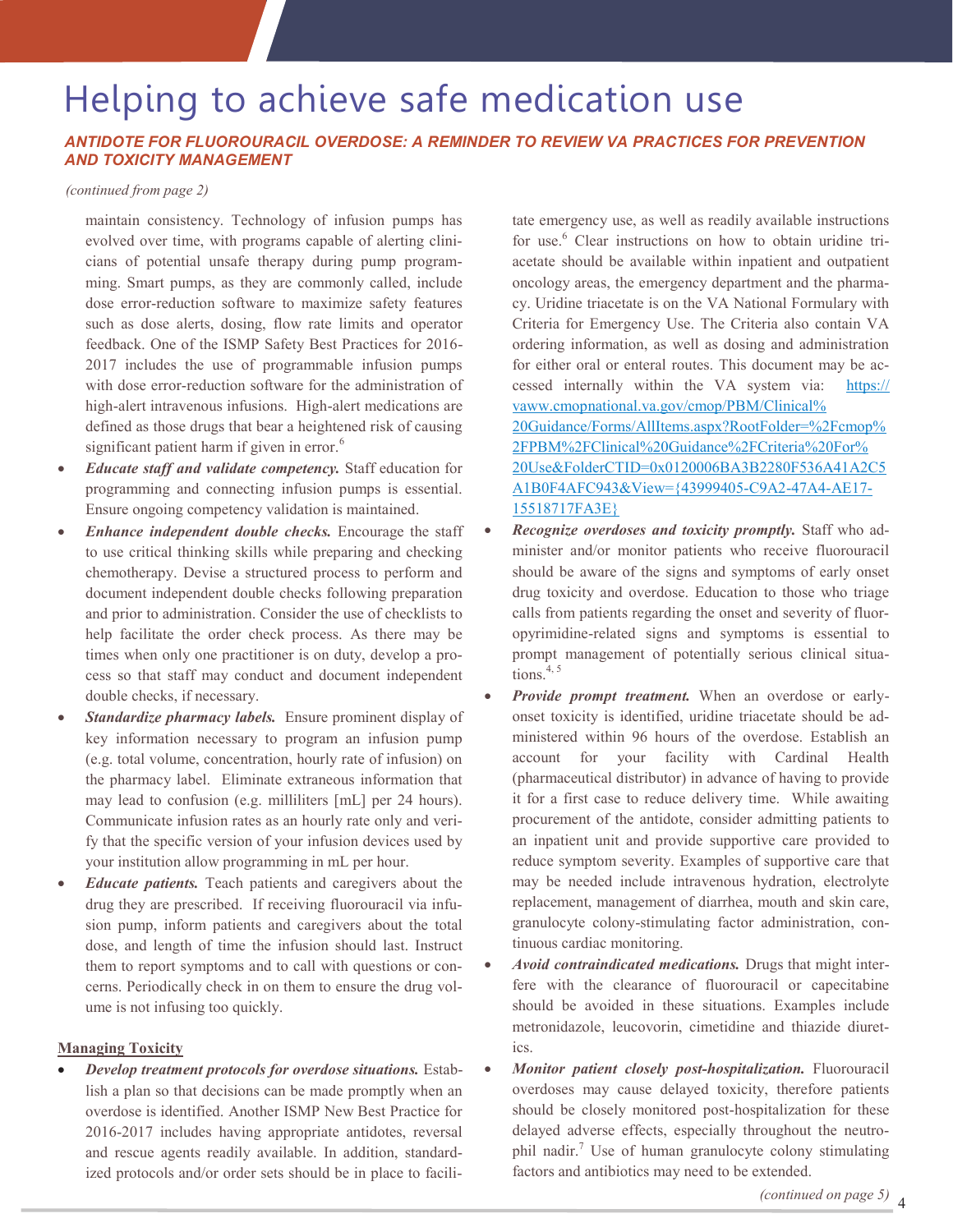# Helping to achieve safe medication use

## ANTIDOTE FOR FLUOROURACIL OVERDOSE: A REMINDER TO REVIEW VA PRACTICES FOR PREVENTION AND TOXICITY MANAGEMENT

*(continued from page 2)*

maintain consistency. Technology of infusion pumps has evolved over time, with programs capable of alerting clinicians of potential unsafe therapy during pump programming. Smart pumps, as they are commonly called, include dose error-reduction software to maximize safety features such as dose alerts, dosing, flow rate limits and operator feedback. One of the ISMP Safety Best Practices for 2016-2017 includes the use of programmable infusion pumps with dose error-reduction software for the administration of high-alert intravenous infusions. High-alert medications are defined as those drugs that bear a heightened risk of causing significant patient harm if given in error.[6]

- ***Educate staff and validate competency.*** Staff education for programming and connecting infusion pumps is essential. Ensure ongoing competency validation is maintained.
- ***Enhance independent double checks.*** Encourage the staff to use critical thinking skills while preparing and checking chemotherapy. Devise a structured process to perform and document independent double checks following preparation and prior to administration. Consider the use of checklists to help facilitate the order check process. As there may be times when only one practitioner is on duty, develop a process so that staff may conduct and document independent double checks, if necessary.
- ***Standardize pharmacy labels.*** Ensure prominent display of key information necessary to program an infusion pump (e.g. total volume, concentration, hourly rate of infusion) on the pharmacy label. Eliminate extraneous information that may lead to confusion (e.g. milliliters [mL] per 24 hours). Communicate infusion rates as an hourly rate only and verify that the specific version of your infusion devices used by your institution allow programming in mL per hour.
- ***Educate patients.*** Teach patients and caregivers about the drug they are prescribed. If receiving fluorouracil via infusion pump, inform patients and caregivers about the total dose, and length of time the infusion should last. Instruct them to report symptoms and to call with questions or concerns. Periodically check in on them to ensure the drug volume is not infusing too quickly.

**Managing Toxicity**

- ***Develop treatment protocols for overdose situations.*** Establish a plan so that decisions can be made promptly when an overdose is identified. Another ISMP New Best Practice for 2016-2017 includes having appropriate antidotes, reversal and rescue agents readily available. In addition, standardized protocols and/or order sets should be in place to facilitate emergency use, as well as readily available instructions for use.[6] Clear instructions on how to obtain uridine triacetate should be available within inpatient and outpatient oncology areas, the emergency department and the pharmacy. Uridine triacetate is on the VA National Formulary with Criteria for Emergency Use. The Criteria also contain VA ordering information, as well as dosing and administration for either oral or enteral routes. This document may be accessed internally within the VA system via: https://vaww.cmopnational.va.gov/cmop/PBM/Clinical%20Guidance/Forms/AllItems.aspx?RootFolder=%2Fcmop%2FPBM%2FClinical%20Guidance%2FCriteria%20For%20Use&FolderCTID=0x0120006BA3B2280F536A41A2C5A1B0F4AFC943&View={43999405-C9A2-47A4-AE17-15518717FA3E}
- ***Recognize overdoses and toxicity promptly.*** Staff who administer and/or monitor patients who receive fluorouracil should be aware of the signs and symptoms of early onset drug toxicity and overdose. Education to those who triage calls from patients regarding the onset and severity of fluoropyrimidine-related signs and symptoms is essential to prompt management of potentially serious clinical situations.[4, 5]
- ***Provide prompt treatment.*** When an overdose or early-onset toxicity is identified, uridine triacetate should be administered within 96 hours of the overdose. Establish an account for your facility with Cardinal Health (pharmaceutical distributor) in advance of having to provide it for a first case to reduce delivery time. While awaiting procurement of the antidote, consider admitting patients to an inpatient unit and provide supportive care provided to reduce symptom severity. Examples of supportive care that may be needed include intravenous hydration, electrolyte replacement, management of diarrhea, mouth and skin care, granulocyte colony-stimulating factor administration, continuous cardiac monitoring.
- ***Avoid contraindicated medications.*** Drugs that might interfere with the clearance of fluorouracil or capecitabine should be avoided in these situations. Examples include metronidazole, leucovorin, cimetidine and thiazide diuretics.
- ***Monitor patient closely post-hospitalization.*** Fluorouracil overdoses may cause delayed toxicity, therefore patients should be closely monitored post-hospitalization for these delayed adverse effects, especially throughout the neutrophil nadir.[7] Use of human granulocyte colony stimulating factors and antibiotics may need to be extended.

*(continued on page 5)*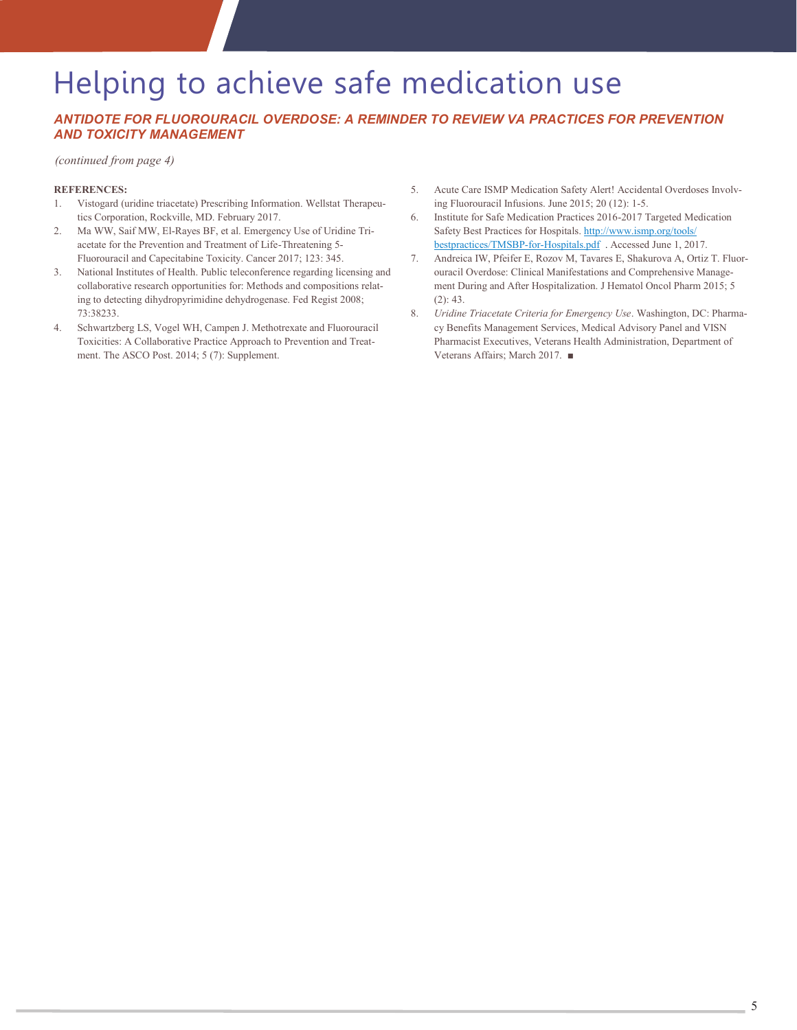# Helping to achieve safe medication use

***ANTIDOTE FOR FLUOROURACIL OVERDOSE: A REMINDER TO REVIEW VA PRACTICES FOR PREVENTION AND TOXICITY MANAGEMENT***

*(continued from page 4)*

**REFERENCES:**

1. Vistogard (uridine triacetate) Prescribing Information. Wellstat Therapeutics Corporation, Rockville, MD. February 2017.
2. Ma WW, Saif MW, El-Rayes BF, et al. Emergency Use of Uridine Triacetate for the Prevention and Treatment of Life-Threatening 5-Fluorouracil and Capecitabine Toxicity. Cancer 2017; 123: 345.
3. National Institutes of Health. Public teleconference regarding licensing and collaborative research opportunities for: Methods and compositions relating to detecting dihydropyrimidine dehydrogenase. Fed Regist 2008; 73:38233.
4. Schwartzberg LS, Vogel WH, Campen J. Methotrexate and Fluorouracil Toxicities: A Collaborative Practice Approach to Prevention and Treatment. The ASCO Post. 2014; 5 (7): Supplement.
5. Acute Care ISMP Medication Safety Alert! Accidental Overdoses Involving Fluorouracil Infusions. June 2015; 20 (12): 1-5.
6. Institute for Safe Medication Practices 2016-2017 Targeted Medication Safety Best Practices for Hospitals. http://www.ismp.org/tools/bestpractices/TMSBP-for-Hospitals.pdf . Accessed June 1, 2017.
7. Andreica IW, Pfeifer E, Rozov M, Tavares E, Shakurova A, Ortiz T. Fluorouracil Overdose: Clinical Manifestations and Comprehensive Management During and After Hospitalization. J Hematol Oncol Pharm 2015; 5 (2): 43.
8. *Uridine Triacetate Criteria for Emergency Use*. Washington, DC: Pharmacy Benefits Management Services, Medical Advisory Panel and VISN Pharmacist Executives, Veterans Health Administration, Department of Veterans Affairs; March 2017. ■